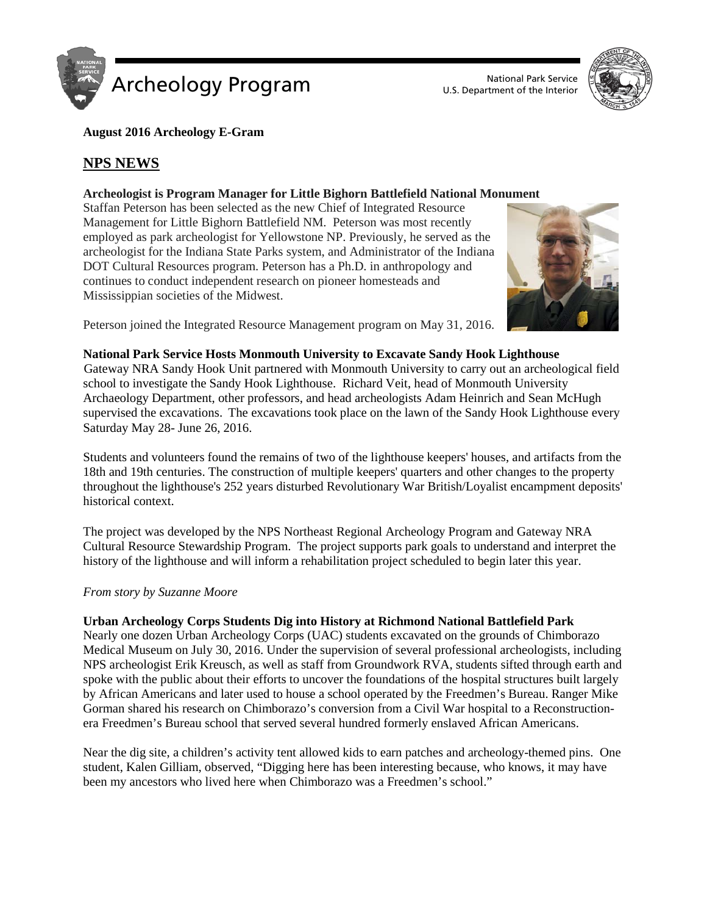**August 2016 Archeology E-Gram**

## NPS NEWS

**Archeologist is Program Manager for Little Bighorn Battlefield National Monument**

Staffan Peterson has been selected as the new Chief of Integrated Resource Management for Little Bighorn Battlefield NM. Peterson was most recently employed as park archeologist for Yellowstone NP. Previously, he served as the archeologist for the Indiana State Parks system, and Administrator of the Indiana DOT Cultural Resources program. Peterson has a Ph.D. in anthropology and continues to conduct independent research on pioneer homesteads and Mississippian societies of the Midwest.

Peterson joined the Integrated Resource Management program on May 31, 2016.

**National Park Service Hosts Monmouth University to Excavate Sandy Hook Lighthouse**

Gateway NRA Sandy Hook Unit partnered with Monmouth University to carry out an archeological field school to investigate the Sandy Hook Lighthouse. Richard Veit, head of Monmouth University Archaeology Department, other professors, and head archeologists Adam Heinrich and Sean McHugh supervised the excavations. The excavations took place on the lawn of the Sandy Hook Lighthouse every Saturday May 28- June 26, 2016.

Students and volunteers found the remains of two of the lighthouse keepers' houses, and artifacts from the 18th and 19th centuries. The construction of multiple keepers' quarters and other changes to the property throughout the lighthouse's 252 years disturbed Revolutionary War British/Loyalist encampment deposits' historical context.

The project was developed by the NPS Northeast Regional Archeology Program and Gateway NRA Cultural Resource Stewardship Program. The project supports park goals to understand and interpret the history of the lighthouse and will inform a rehabilitation project scheduled to begin later this year.

*From story by Suzanne Moore*

**Urban Archeology Corps Students Dig into History at Richmond National Battlefield Park**

Nearly one dozen Urban Archeology Corps (UAC) students excavated on the grounds of Chimborazo Medical Museum on July 30, 2016. Under the supervision of several professional archeologists, including NPS archeologist Erik Kreusch, as well as staff from Groundwork RVA, students sifted through earth and spoke with the public about their efforts to uncover the foundations of the hospital structures built largely by African Americans and later used to house a school operated by the Freedmen's Bureau. Ranger Mike Gorman shared his research on Chimborazo's conversion from a Civil War hospital to a Reconstruction-era Freedmen's Bureau school that served several hundred formerly enslaved African Americans.

Near the dig site, a children's activity tent allowed kids to earn patches and archeology-themed pins. One student, Kalen Gilliam, observed, "Digging here has been interesting because, who knows, it may have been my ancestors who lived here when Chimborazo was a Freedmen's school."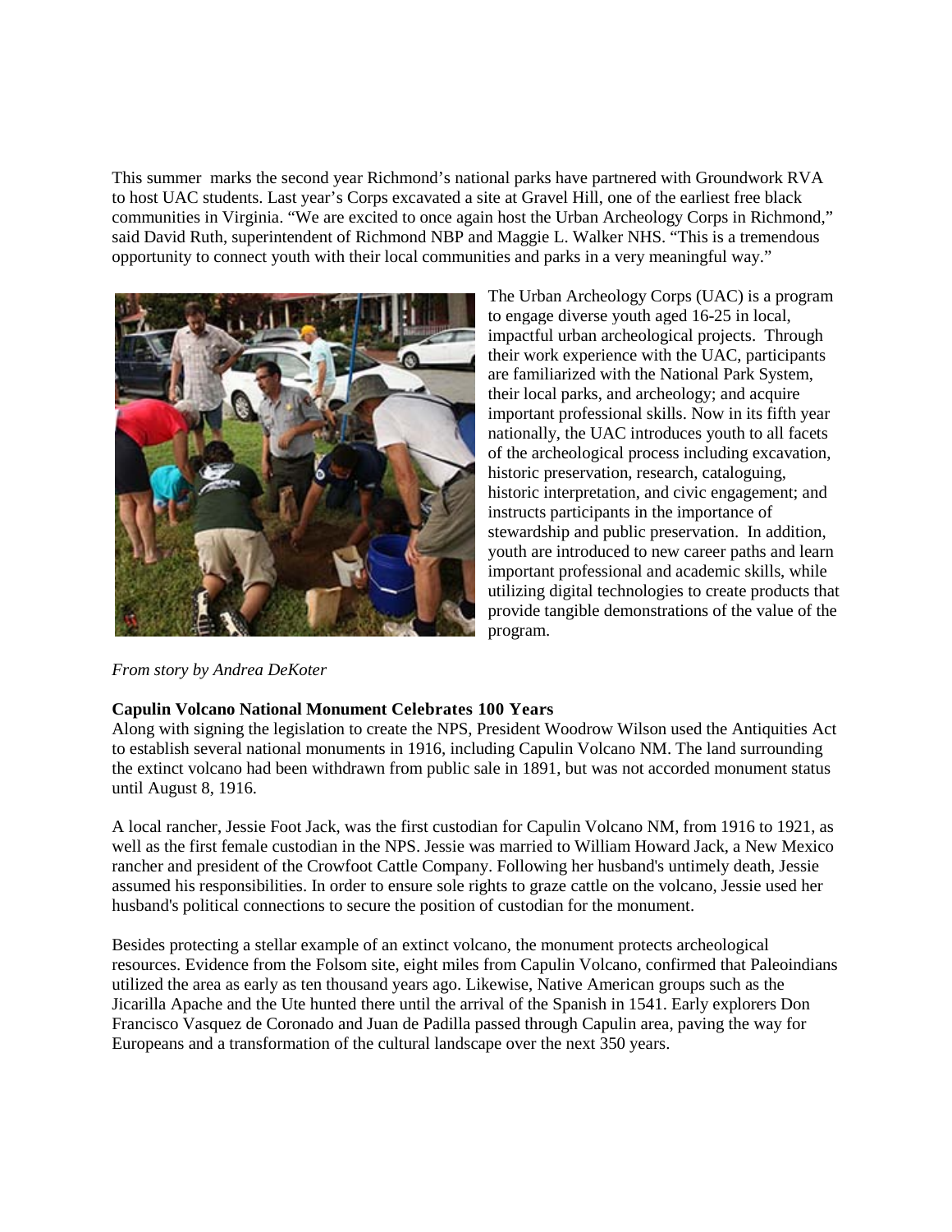This summer marks the second year Richmond's national parks have partnered with Groundwork RVA to host UAC students. Last year's Corps excavated a site at Gravel Hill, one of the earliest free black communities in Virginia. "We are excited to once again host the Urban Archeology Corps in Richmond," said David Ruth, superintendent of Richmond NBP and Maggie L. Walker NHS. "This is a tremendous opportunity to connect youth with their local communities and parks in a very meaningful way."

The Urban Archeology Corps (UAC) is a program to engage diverse youth aged 16-25 in local, impactful urban archeological projects. Through their work experience with the UAC, participants are familiarized with the National Park System, their local parks, and archeology; and acquire important professional skills. Now in its fifth year nationally, the UAC introduces youth to all facets of the archeological process including excavation, historic preservation, research, cataloguing, historic interpretation, and civic engagement; and instructs participants in the importance of stewardship and public preservation. In addition, youth are introduced to new career paths and learn important professional and academic skills, while utilizing digital technologies to create products that provide tangible demonstrations of the value of the program.

*From story by Andrea DeKoter*

**Capulin Volcano National Monument Celebrates 100 Years**

Along with signing the legislation to create the NPS, President Woodrow Wilson used the Antiquities Act to establish several national monuments in 1916, including Capulin Volcano NM. The land surrounding the extinct volcano had been withdrawn from public sale in 1891, but was not accorded monument status until August 8, 1916.

A local rancher, Jessie Foot Jack, was the first custodian for Capulin Volcano NM, from 1916 to 1921, as well as the first female custodian in the NPS. Jessie was married to William Howard Jack, a New Mexico rancher and president of the Crowfoot Cattle Company. Following her husband's untimely death, Jessie assumed his responsibilities. In order to ensure sole rights to graze cattle on the volcano, Jessie used her husband's political connections to secure the position of custodian for the monument.

Besides protecting a stellar example of an extinct volcano, the monument protects archeological resources. Evidence from the Folsom site, eight miles from Capulin Volcano, confirmed that Paleoindians utilized the area as early as ten thousand years ago. Likewise, Native American groups such as the Jicarilla Apache and the Ute hunted there until the arrival of the Spanish in 1541. Early explorers Don Francisco Vasquez de Coronado and Juan de Padilla passed through Capulin area, paving the way for Europeans and a transformation of the cultural landscape over the next 350 years.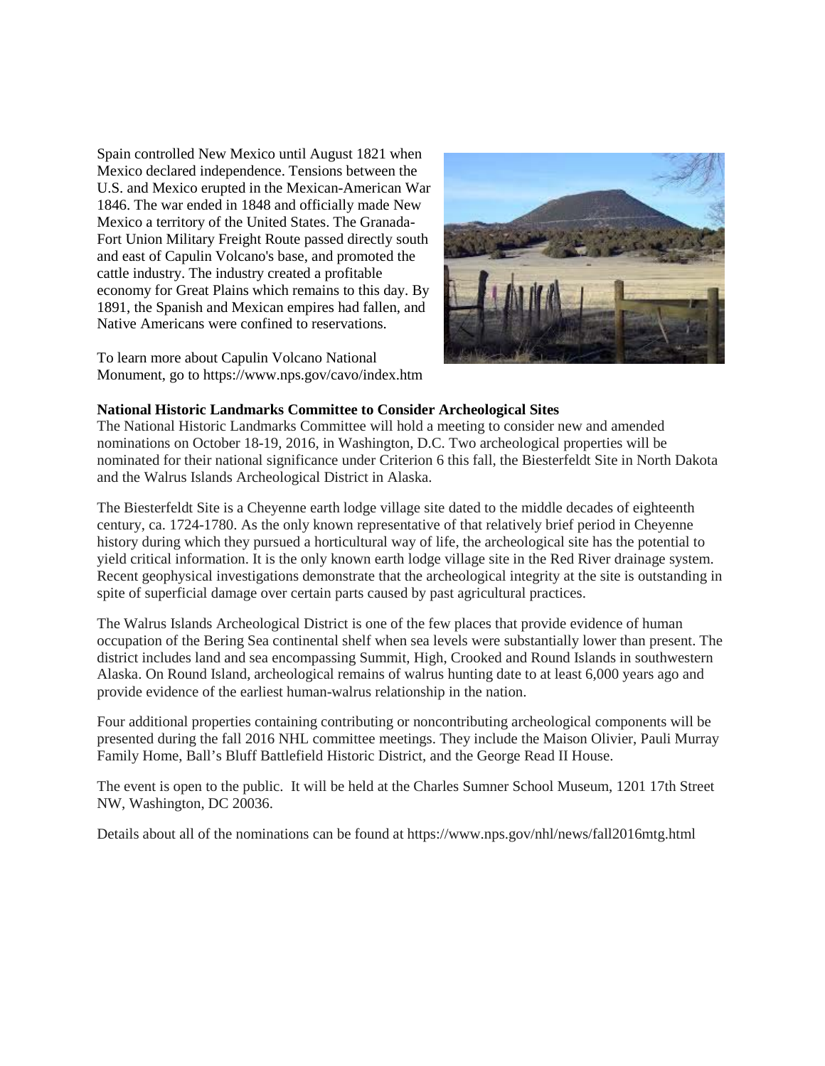Spain controlled New Mexico until August 1821 when Mexico declared independence. Tensions between the U.S. and Mexico erupted in the Mexican-American War 1846. The war ended in 1848 and officially made New Mexico a territory of the United States. The Granada-Fort Union Military Freight Route passed directly south and east of Capulin Volcano's base, and promoted the cattle industry. The industry created a profitable economy for Great Plains which remains to this day. By 1891, the Spanish and Mexican empires had fallen, and Native Americans were confined to reservations.

To learn more about Capulin Volcano National Monument, go to https://www.nps.gov/cavo/index.htm

**National Historic Landmarks Committee to Consider Archeological Sites**

The National Historic Landmarks Committee will hold a meeting to consider new and amended nominations on October 18-19, 2016, in Washington, D.C. Two archeological properties will be nominated for their national significance under Criterion 6 this fall, the Biesterfeldt Site in North Dakota and the Walrus Islands Archeological District in Alaska.

The Biesterfeldt Site is a Cheyenne earth lodge village site dated to the middle decades of eighteenth century, ca. 1724-1780. As the only known representative of that relatively brief period in Cheyenne history during which they pursued a horticultural way of life, the archeological site has the potential to yield critical information. It is the only known earth lodge village site in the Red River drainage system. Recent geophysical investigations demonstrate that the archeological integrity at the site is outstanding in spite of superficial damage over certain parts caused by past agricultural practices.

The Walrus Islands Archeological District is one of the few places that provide evidence of human occupation of the Bering Sea continental shelf when sea levels were substantially lower than present. The district includes land and sea encompassing Summit, High, Crooked and Round Islands in southwestern Alaska. On Round Island, archeological remains of walrus hunting date to at least 6,000 years ago and provide evidence of the earliest human-walrus relationship in the nation.

Four additional properties containing contributing or noncontributing archeological components will be presented during the fall 2016 NHL committee meetings. They include the Maison Olivier, Pauli Murray Family Home, Ball's Bluff Battlefield Historic District, and the George Read II House.

The event is open to the public. It will be held at the Charles Sumner School Museum, 1201 17th Street NW, Washington, DC 20036.

Details about all of the nominations can be found at https://www.nps.gov/nhl/news/fall2016mtg.html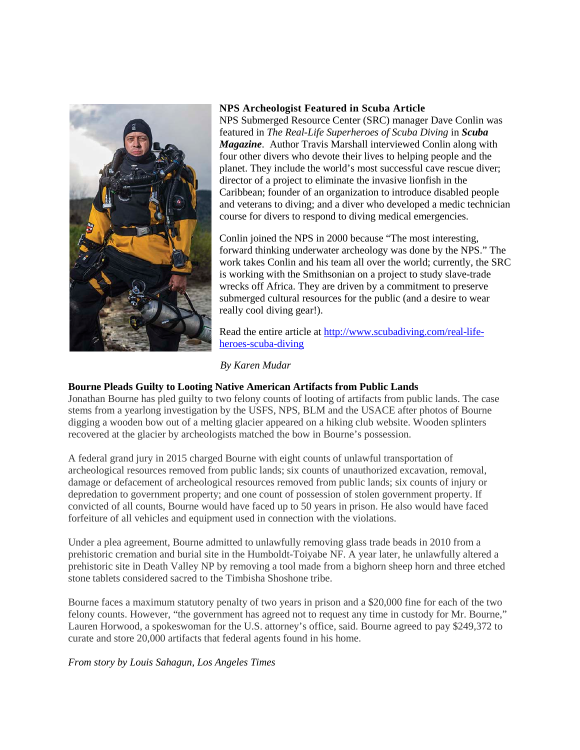### NPS Archeologist Featured in Scuba Article

NPS Submerged Resource Center (SRC) manager Dave Conlin was featured in *The Real-Life Superheroes of Scuba Diving* in ***Scuba Magazine***. Author Travis Marshall interviewed Conlin along with four other divers who devote their lives to helping people and the planet. They include the world's most successful cave rescue diver; director of a project to eliminate the invasive lionfish in the Caribbean; founder of an organization to introduce disabled people and veterans to diving; and a diver who developed a medic technician course for divers to respond to diving medical emergencies.

Conlin joined the NPS in 2000 because "The most interesting, forward thinking underwater archeology was done by the NPS." The work takes Conlin and his team all over the world; currently, the SRC is working with the Smithsonian on a project to study slave-trade wrecks off Africa. They are driven by a commitment to preserve submerged cultural resources for the public (and a desire to wear really cool diving gear!).

Read the entire article at [http://www.scubadiving.com/real-life-heroes-scuba-diving](http://www.scubadiving.com/real-life-heroes-scuba-diving)

*By Karen Mudar*

### Bourne Pleads Guilty to Looting Native American Artifacts from Public Lands

Jonathan Bourne has pled guilty to two felony counts of looting of artifacts from public lands. The case stems from a yearlong investigation by the USFS, NPS, BLM and the USACE after photos of Bourne digging a wooden bow out of a melting glacier appeared on a hiking club website. Wooden splinters recovered at the glacier by archeologists matched the bow in Bourne's possession.

A federal grand jury in 2015 charged Bourne with eight counts of unlawful transportation of archeological resources removed from public lands; six counts of unauthorized excavation, removal, damage or defacement of archeological resources removed from public lands; six counts of injury or depredation to government property; and one count of possession of stolen government property. If convicted of all counts, Bourne would have faced up to 50 years in prison. He also would have faced forfeiture of all vehicles and equipment used in connection with the violations.

Under a plea agreement, Bourne admitted to unlawfully removing glass trade beads in 2010 from a prehistoric cremation and burial site in the Humboldt-Toiyabe NF. A year later, he unlawfully altered a prehistoric site in Death Valley NP by removing a tool made from a bighorn sheep horn and three etched stone tablets considered sacred to the Timbisha Shoshone tribe.

Bourne faces a maximum statutory penalty of two years in prison and a $20,000 fine for each of the two felony counts. However, "the government has agreed not to request any time in custody for Mr. Bourne," Lauren Horwood, a spokeswoman for the U.S. attorney's office, said. Bourne agreed to pay $249,372 to curate and store 20,000 artifacts that federal agents found in his home.

*From story by Louis Sahagun, Los Angeles Times*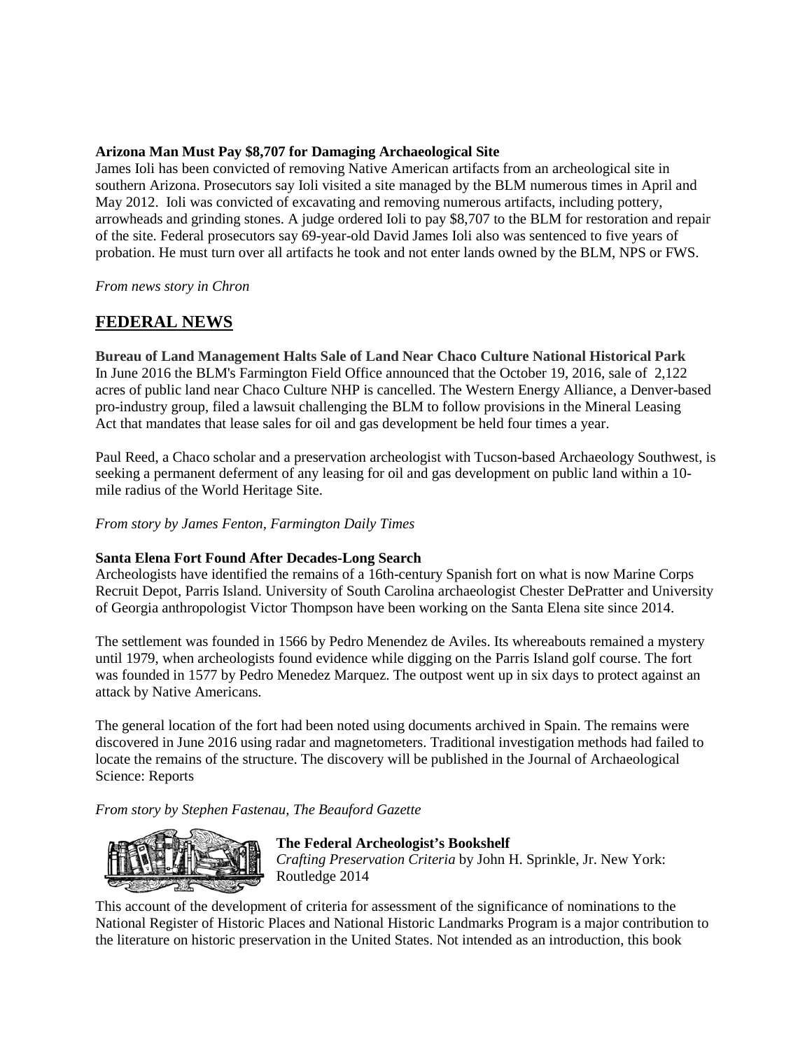**Arizona Man Must Pay $8,707 for Damaging Archaeological Site**
James Ioli has been convicted of removing Native American artifacts from an archeological site in southern Arizona. Prosecutors say Ioli visited a site managed by the BLM numerous times in April and May 2012. Ioli was convicted of excavating and removing numerous artifacts, including pottery, arrowheads and grinding stones. A judge ordered Ioli to pay $8,707 to the BLM for restoration and repair of the site. Federal prosecutors say 69-year-old David James Ioli also was sentenced to five years of probation. He must turn over all artifacts he took and not enter lands owned by the BLM, NPS or FWS.

*From news story in Chron*

## FEDERAL NEWS

**Bureau of Land Management Halts Sale of Land Near Chaco Culture National Historical Park**
In June 2016 the BLM's Farmington Field Office announced that the October 19, 2016, sale of 2,122 acres of public land near Chaco Culture NHP is cancelled. The Western Energy Alliance, a Denver-based pro-industry group, filed a lawsuit challenging the BLM to follow provisions in the Mineral Leasing Act that mandates that lease sales for oil and gas development be held four times a year.

Paul Reed, a Chaco scholar and a preservation archeologist with Tucson-based Archaeology Southwest, is seeking a permanent deferment of any leasing for oil and gas development on public land within a 10-mile radius of the World Heritage Site.

*From story by James Fenton, Farmington Daily Times*

**Santa Elena Fort Found After Decades-Long Search**
Archeologists have identified the remains of a 16th-century Spanish fort on what is now Marine Corps Recruit Depot, Parris Island. University of South Carolina archaeologist Chester DePratter and University of Georgia anthropologist Victor Thompson have been working on the Santa Elena site since 2014.

The settlement was founded in 1566 by Pedro Menendez de Aviles. Its whereabouts remained a mystery until 1979, when archeologists found evidence while digging on the Parris Island golf course. The fort was founded in 1577 by Pedro Menedez Marquez. The outpost went up in six days to protect against an attack by Native Americans.

The general location of the fort had been noted using documents archived in Spain. The remains were discovered in June 2016 using radar and magnetometers. Traditional investigation methods had failed to locate the remains of the structure. The discovery will be published in the Journal of Archaeological Science: Reports

*From story by Stephen Fastenau, The Beauford Gazette*

**The Federal Archeologist's Bookshelf**
*Crafting Preservation Criteria* by John H. Sprinkle, Jr. New York: Routledge 2014

This account of the development of criteria for assessment of the significance of nominations to the National Register of Historic Places and National Historic Landmarks Program is a major contribution to the literature on historic preservation in the United States. Not intended as an introduction, this book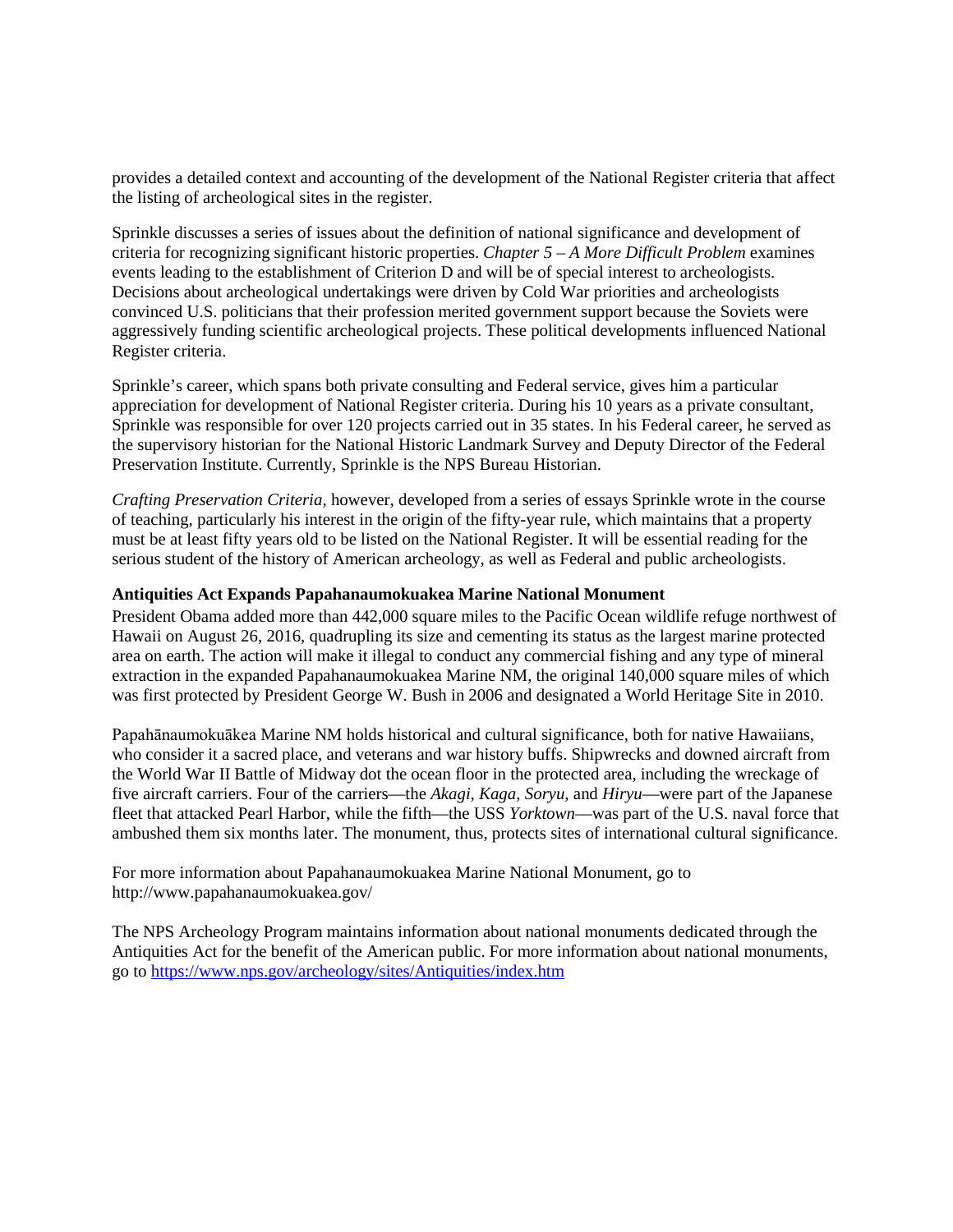provides a detailed context and accounting of the development of the National Register criteria that affect the listing of archeological sites in the register.

Sprinkle discusses a series of issues about the definition of national significance and development of criteria for recognizing significant historic properties. *Chapter 5 – A More Difficult Problem* examines events leading to the establishment of Criterion D and will be of special interest to archeologists. Decisions about archeological undertakings were driven by Cold War priorities and archeologists convinced U.S. politicians that their profession merited government support because the Soviets were aggressively funding scientific archeological projects. These political developments influenced National Register criteria.

Sprinkle's career, which spans both private consulting and Federal service, gives him a particular appreciation for development of National Register criteria. During his 10 years as a private consultant, Sprinkle was responsible for over 120 projects carried out in 35 states. In his Federal career, he served as the supervisory historian for the National Historic Landmark Survey and Deputy Director of the Federal Preservation Institute. Currently, Sprinkle is the NPS Bureau Historian.

*Crafting Preservation Criteria,* however, developed from a series of essays Sprinkle wrote in the course of teaching, particularly his interest in the origin of the fifty-year rule, which maintains that a property must be at least fifty years old to be listed on the National Register. It will be essential reading for the serious student of the history of American archeology, as well as Federal and public archeologists.

**Antiquities Act Expands Papahanaumokuakea Marine National Monument**

President Obama added more than 442,000 square miles to the Pacific Ocean wildlife refuge northwest of Hawaii on August 26, 2016, quadrupling its size and cementing its status as the largest marine protected area on earth. The action will make it illegal to conduct any commercial fishing and any type of mineral extraction in the expanded Papahanaumokuakea Marine NM, the original 140,000 square miles of which was first protected by President George W. Bush in 2006 and designated a World Heritage Site in 2010.

Papahānaumokuākea Marine NM holds historical and cultural significance, both for native Hawaiians, who consider it a sacred place, and veterans and war history buffs. Shipwrecks and downed aircraft from the World War II Battle of Midway dot the ocean floor in the protected area, including the wreckage of five aircraft carriers. Four of the carriers—the *Akagi*, *Kaga*, *Soryu*, and *Hiryu*—were part of the Japanese fleet that attacked Pearl Harbor, while the fifth—the USS *Yorktown*—was part of the U.S. naval force that ambushed them six months later. The monument, thus, protects sites of international cultural significance.

For more information about Papahanaumokuakea Marine National Monument, go to http://www.papahanaumokuakea.gov/

The NPS Archeology Program maintains information about national monuments dedicated through the Antiquities Act for the benefit of the American public. For more information about national monuments, go to https://www.nps.gov/archeology/sites/Antiquities/index.htm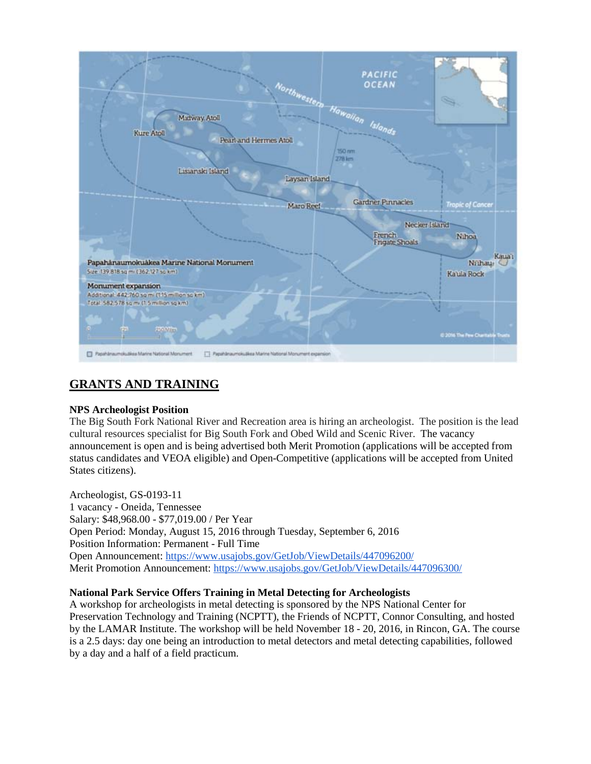## GRANTS AND TRAINING

**NPS Archeologist Position**

The Big South Fork National River and Recreation area is hiring an archeologist. The position is the lead cultural resources specialist for Big South Fork and Obed Wild and Scenic River. The vacancy announcement is open and is being advertised both Merit Promotion (applications will be accepted from status candidates and VEOA eligible) and Open-Competitive (applications will be accepted from United States citizens).

Archeologist, GS-0193-11
1 vacancy - Oneida, Tennessee
Salary: $48,968.00 - $77,019.00 / Per Year
Open Period: Monday, August 15, 2016 through Tuesday, September 6, 2016
Position Information: Permanent - Full Time
Open Announcement: https://www.usajobs.gov/GetJob/ViewDetails/447096200/
Merit Promotion Announcement: https://www.usajobs.gov/GetJob/ViewDetails/447096300/

**National Park Service Offers Training in Metal Detecting for Archeologists**

A workshop for archeologists in metal detecting is sponsored by the NPS National Center for Preservation Technology and Training (NCPTT), the Friends of NCPTT, Connor Consulting, and hosted by the LAMAR Institute. The workshop will be held November 18 - 20, 2016, in Rincon, GA. The course is a 2.5 days: day one being an introduction to metal detectors and metal detecting capabilities, followed by a day and a half of a field practicum.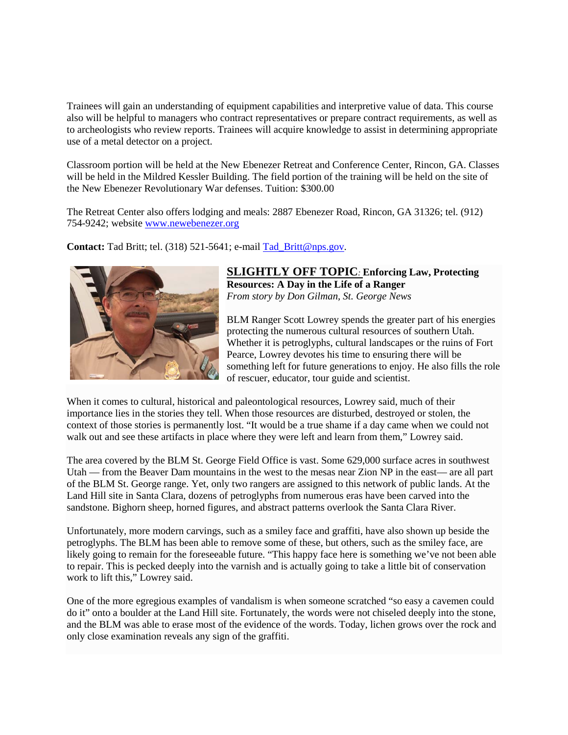Trainees will gain an understanding of equipment capabilities and interpretive value of data. This course also will be helpful to managers who contract representatives or prepare contract requirements, as well as to archeologists who review reports. Trainees will acquire knowledge to assist in determining appropriate use of a metal detector on a project.

Classroom portion will be held at the New Ebenezer Retreat and Conference Center, Rincon, GA. Classes will be held in the Mildred Kessler Building. The field portion of the training will be held on the site of the New Ebenezer Revolutionary War defenses. Tuition: $300.00

The Retreat Center also offers lodging and meals: 2887 Ebenezer Road, Rincon, GA 31326; tel. (912) 754-9242; website www.newebenezer.org

**Contact:** Tad Britt; tel. (318) 521-5641; e-mail Tad_Britt@nps.gov.

## SLIGHTLY OFF TOPIC: Enforcing Law, Protecting Resources: A Day in the Life of a Ranger

*From story by Don Gilman, St. George News*

BLM Ranger Scott Lowrey spends the greater part of his energies protecting the numerous cultural resources of southern Utah. Whether it is petroglyphs, cultural landscapes or the ruins of Fort Pearce, Lowrey devotes his time to ensuring there will be something left for future generations to enjoy. He also fills the role of rescuer, educator, tour guide and scientist.

When it comes to cultural, historical and paleontological resources, Lowrey said, much of their importance lies in the stories they tell. When those resources are disturbed, destroyed or stolen, the context of those stories is permanently lost. "It would be a true shame if a day came when we could not walk out and see these artifacts in place where they were left and learn from them," Lowrey said.

The area covered by the BLM St. George Field Office is vast. Some 629,000 surface acres in southwest Utah — from the Beaver Dam mountains in the west to the mesas near Zion NP in the east— are all part of the BLM St. George range. Yet, only two rangers are assigned to this network of public lands. At the Land Hill site in Santa Clara, dozens of petroglyphs from numerous eras have been carved into the sandstone. Bighorn sheep, horned figures, and abstract patterns overlook the Santa Clara River.

Unfortunately, more modern carvings, such as a smiley face and graffiti, have also shown up beside the petroglyphs. The BLM has been able to remove some of these, but others, such as the smiley face, are likely going to remain for the foreseeable future. "This happy face here is something we've not been able to repair. This is pecked deeply into the varnish and is actually going to take a little bit of conservation work to lift this," Lowrey said.

One of the more egregious examples of vandalism is when someone scratched "so easy a cavemen could do it" onto a boulder at the Land Hill site. Fortunately, the words were not chiseled deeply into the stone, and the BLM was able to erase most of the evidence of the words. Today, lichen grows over the rock and only close examination reveals any sign of the graffiti.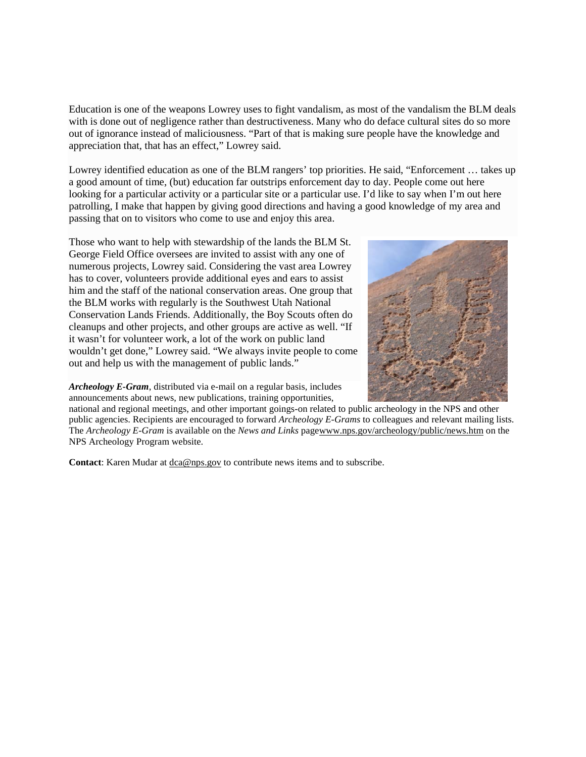Education is one of the weapons Lowrey uses to fight vandalism, as most of the vandalism the BLM deals with is done out of negligence rather than destructiveness. Many who do deface cultural sites do so more out of ignorance instead of maliciousness. "Part of that is making sure people have the knowledge and appreciation that, that has an effect," Lowrey said.

Lowrey identified education as one of the BLM rangers' top priorities. He said, "Enforcement … takes up a good amount of time, (but) education far outstrips enforcement day to day. People come out here looking for a particular activity or a particular site or a particular use. I'd like to say when I'm out here patrolling, I make that happen by giving good directions and having a good knowledge of my area and passing that on to visitors who come to use and enjoy this area.

Those who want to help with stewardship of the lands the BLM St. George Field Office oversees are invited to assist with any one of numerous projects, Lowrey said. Considering the vast area Lowrey has to cover, volunteers provide additional eyes and ears to assist him and the staff of the national conservation areas. One group that the BLM works with regularly is the Southwest Utah National Conservation Lands Friends. Additionally, the Boy Scouts often do cleanups and other projects, and other groups are active as well. "If it wasn't for volunteer work, a lot of the work on public land wouldn't get done," Lowrey said. "We always invite people to come out and help us with the management of public lands."

***Archeology E-Gram***, distributed via e-mail on a regular basis, includes announcements about news, new publications, training opportunities, national and regional meetings, and other important goings-on related to public archeology in the NPS and other public agencies. Recipients are encouraged to forward *Archeology E-Grams* to colleagues and relevant mailing lists. The *Archeology E-Gram* is available on the *News and Links* pagewww.nps.gov/archeology/public/news.htm on the NPS Archeology Program website.

**Contact**: Karen Mudar at dca@nps.gov to contribute news items and to subscribe.